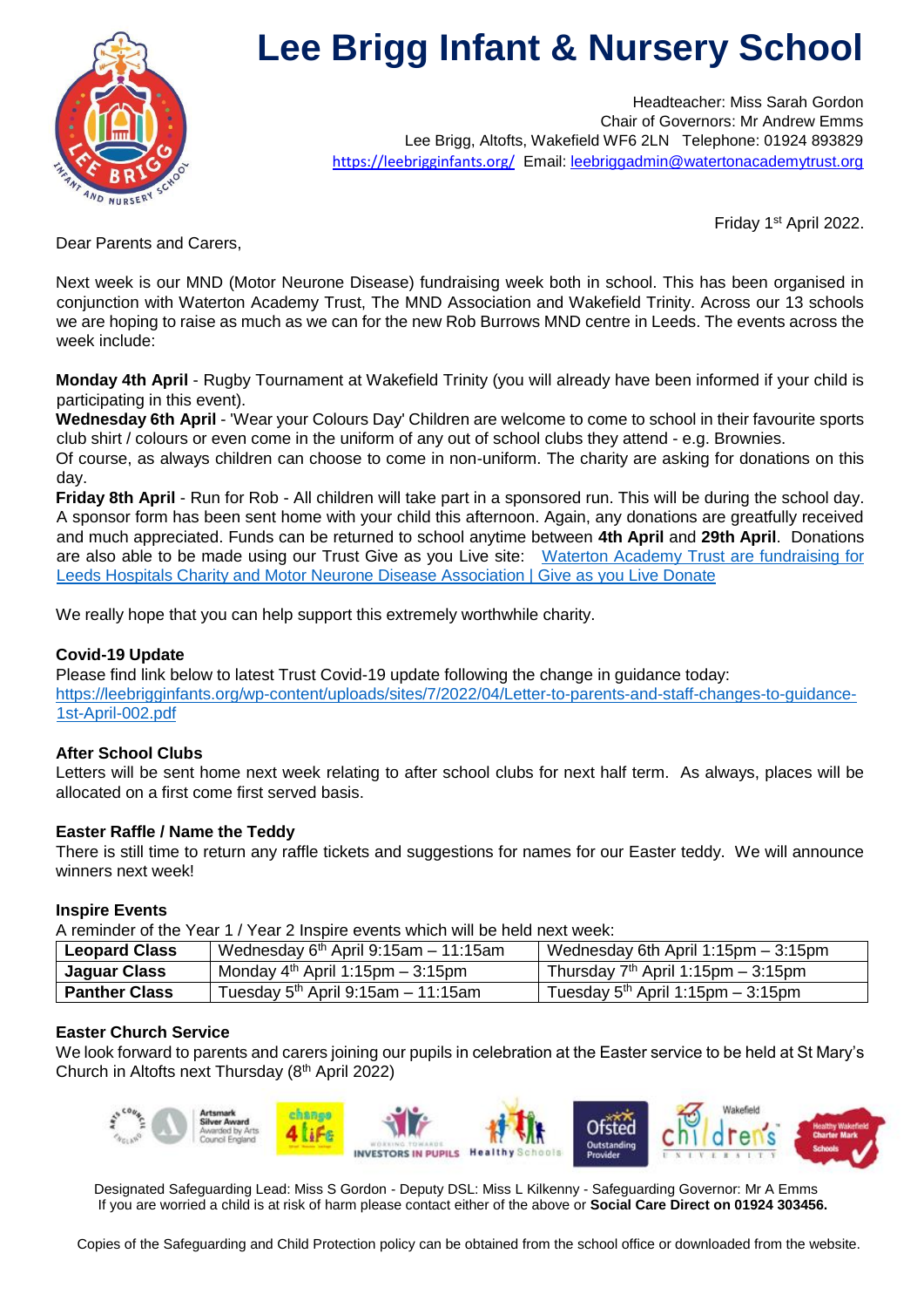# Lee Brigg Infant & Nursery School

Headteacher: Miss Sarah Gordon
Chair of Governors: Mr Andrew Emms
Lee Brigg, Altofts, Wakefield WF6 2LN Telephone: 01924 893829
https://leebrigginfants.org/ Email: leebriggadmin@watertonacademytrust.org

Friday 1st April 2022.

Dear Parents and Carers,

Next week is our MND (Motor Neurone Disease) fundraising week both in school. This has been organised in conjunction with Waterton Academy Trust, The MND Association and Wakefield Trinity. Across our 13 schools we are hoping to raise as much as we can for the new Rob Burrows MND centre in Leeds. The events across the week include:

**Monday 4th April** - Rugby Tournament at Wakefield Trinity (you will already have been informed if your child is participating in this event).
**Wednesday 6th April** - 'Wear your Colours Day' Children are welcome to come to school in their favourite sports club shirt / colours or even come in the uniform of any out of school clubs they attend - e.g. Brownies.
Of course, as always children can choose to come in non-uniform. The charity are asking for donations on this day.
**Friday 8th April** - Run for Rob - All children will take part in a sponsored run. This will be during the school day. A sponsor form has been sent home with your child this afternoon. Again, any donations are greatfully received and much appreciated. Funds can be returned to school anytime between **4th April** and **29th April**. Donations are also able to be made using our Trust Give as you Live site: Waterton Academy Trust are fundraising for Leeds Hospitals Charity and Motor Neurone Disease Association | Give as you Live Donate

We really hope that you can help support this extremely worthwhile charity.

### Covid-19 Update

Please find link below to latest Trust Covid-19 update following the change in guidance today:
https://leebrigginfants.org/wp-content/uploads/sites/7/2022/04/Letter-to-parents-and-staff-changes-to-guidance-1st-April-002.pdf

### After School Clubs

Letters will be sent home next week relating to after school clubs for next half term. As always, places will be allocated on a first come first served basis.

### Easter Raffle / Name the Teddy

There is still time to return any raffle tickets and suggestions for names for our Easter teddy. We will announce winners next week!

### Inspire Events

A reminder of the Year 1 / Year 2 Inspire events which will be held next week:

| Leopard Class | Wednesday 6th April 9:15am – 11:15am | Wednesday 6th April 1:15pm – 3:15pm |
|---|---|---|
| **Jaguar Class** | Monday 4th April 1:15pm – 3:15pm | Thursday 7th April 1:15pm – 3:15pm |
| **Panther Class** | Tuesday 5th April 9:15am – 11:15am | Tuesday 5th April 1:15pm – 3:15pm |

### Easter Church Service

We look forward to parents and carers joining our pupils in celebration at the Easter service to be held at St Mary's Church in Altofts next Thursday (8th April 2022)

Designated Safeguarding Lead: Miss S Gordon - Deputy DSL: Miss L Kilkenny - Safeguarding Governor: Mr A Emms
If you are worried a child is at risk of harm please contact either of the above or **Social Care Direct on 01924 303456.**

Copies of the Safeguarding and Child Protection policy can be obtained from the school office or downloaded from the website.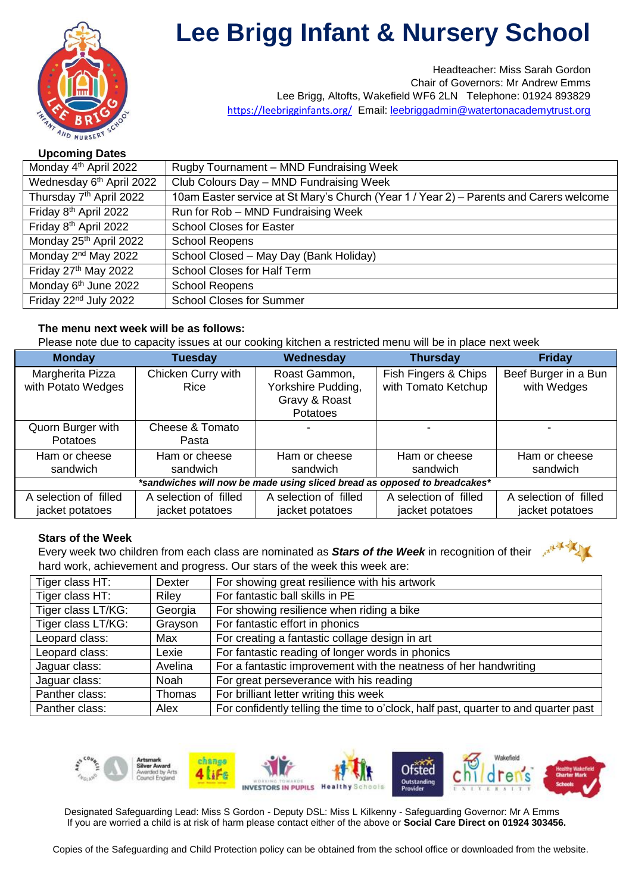# Lee Brigg Infant & Nursery School

Headteacher: Miss Sarah Gordon
Chair of Governors: Mr Andrew Emms
Lee Brigg, Altofts, Wakefield WF6 2LN Telephone: 01924 893829
https://leebrigginfants.org/ Email: leebriggadmin@watertonacademytrust.org

**Upcoming Dates**

| | |
|---|---|
| Monday 4th April 2022 | Rugby Tournament – MND Fundraising Week |
| Wednesday 6th April 2022 | Club Colours Day – MND Fundraising Week |
| Thursday 7th April 2022 | 10am Easter service at St Mary's Church (Year 1 / Year 2) – Parents and Carers welcome |
| Friday 8th April 2022 | Run for Rob – MND Fundraising Week |
| Friday 8th April 2022 | School Closes for Easter |
| Monday 25th April 2022 | School Reopens |
| Monday 2nd May 2022 | School Closed – May Day (Bank Holiday) |
| Friday 27th May 2022 | School Closes for Half Term |
| Monday 6th June 2022 | School Reopens |
| Friday 22nd July 2022 | School Closes for Summer |

**The menu next week will be as follows:**

Please note due to capacity issues at our cooking kitchen a restricted menu will be in place next week

| Monday | Tuesday | Wednesday | Thursday | Friday |
|---|---|---|---|---|
| Margherita Pizza with Potato Wedges | Chicken Curry with Rice | Roast Gammon, Yorkshire Pudding, Gravy & Roast Potatoes | Fish Fingers & Chips with Tomato Ketchup | Beef Burger in a Bun with Wedges |
| Quorn Burger with Potatoes | Cheese & Tomato Pasta | - | - | - |
| Ham or cheese sandwich | Ham or cheese sandwich | Ham or cheese sandwich | Ham or cheese sandwich | Ham or cheese sandwich |
| ***sandwiches will now be made using sliced bread as opposed to breadcakes*** | | | | |
| A selection of filled jacket potatoes | A selection of filled jacket potatoes | A selection of filled jacket potatoes | A selection of filled jacket potatoes | A selection of filled jacket potatoes |

**Stars of the Week**

Every week two children from each class are nominated as ***Stars of the Week*** in recognition of their hard work, achievement and progress. Our stars of the week this week are:

| | | |
|---|---|---|
| Tiger class HT: | Dexter | For showing great resilience with his artwork |
| Tiger class HT: | Riley | For fantastic ball skills in PE |
| Tiger class LT/KG: | Georgia | For showing resilience when riding a bike |
| Tiger class LT/KG: | Grayson | For fantastic effort in phonics |
| Leopard class: | Max | For creating a fantastic collage design in art |
| Leopard class: | Lexie | For fantastic reading of longer words in phonics |
| Jaguar class: | Avelina | For a fantastic improvement with the neatness of her handwriting |
| Jaguar class: | Noah | For great perseverance with his reading |
| Panther class: | Thomas | For brilliant letter writing this week |
| Panther class: | Alex | For confidently telling the time to o'clock, half past, quarter to and quarter past |

Designated Safeguarding Lead: Miss S Gordon - Deputy DSL: Miss L Kilkenny - Safeguarding Governor: Mr A Emms
If you are worried a child is at risk of harm please contact either of the above or **Social Care Direct on 01924 303456.**

Copies of the Safeguarding and Child Protection policy can be obtained from the school office or downloaded from the website.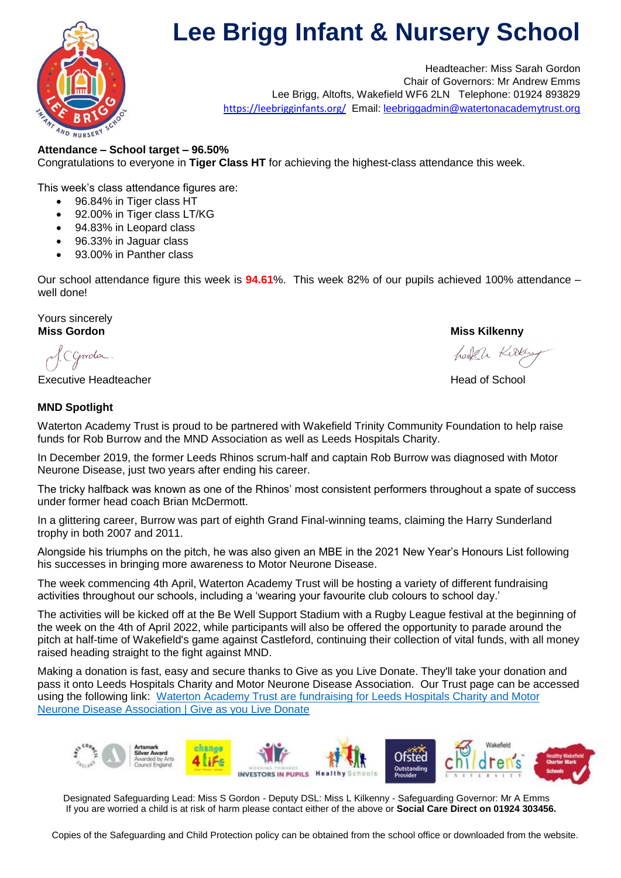# Lee Brigg Infant & Nursery School

Headteacher: Miss Sarah Gordon
Chair of Governors: Mr Andrew Emms
Lee Brigg, Altofts, Wakefield WF6 2LN Telephone: 01924 893829
[https://leebrigginfants.org/](https://leebrigginfants.org/) Email: [leebriggadmin@watertonacademytrust.org](mailto:leebriggadmin@watertonacademytrust.org)

**Attendance – School target – 96.50%**
Congratulations to everyone in **Tiger Class HT** for achieving the highest-class attendance this week.

This week's class attendance figures are:

- 96.84% in Tiger class HT
- 92.00% in Tiger class LT/KG
- 94.83% in Leopard class
- 96.33% in Jaguar class
- 93.00% in Panther class

Our school attendance figure this week is **94.61**%. This week 82% of our pupils achieved 100% attendance – well done!

Yours sincerely
**Miss Gordon**

Executive Headteacher

**Miss Kilkenny**

Head of School

**MND Spotlight**

Waterton Academy Trust is proud to be partnered with Wakefield Trinity Community Foundation to help raise funds for Rob Burrow and the MND Association as well as Leeds Hospitals Charity.

In December 2019, the former Leeds Rhinos scrum-half and captain Rob Burrow was diagnosed with Motor Neurone Disease, just two years after ending his career.

The tricky halfback was known as one of the Rhinos' most consistent performers throughout a spate of success under former head coach Brian McDermott.

In a glittering career, Burrow was part of eighth Grand Final-winning teams, claiming the Harry Sunderland trophy in both 2007 and 2011.

Alongside his triumphs on the pitch, he was also given an MBE in the 2021 New Year's Honours List following his successes in bringing more awareness to Motor Neurone Disease.

The week commencing 4th April, Waterton Academy Trust will be hosting a variety of different fundraising activities throughout our schools, including a 'wearing your favourite club colours to school day.'

The activities will be kicked off at the Be Well Support Stadium with a Rugby League festival at the beginning of the week on the 4th of April 2022, while participants will also be offered the opportunity to parade around the pitch at half-time of Wakefield's game against Castleford, continuing their collection of vital funds, with all money raised heading straight to the fight against MND.

Making a donation is fast, easy and secure thanks to Give as you Live Donate. They'll take your donation and pass it onto Leeds Hospitals Charity and Motor Neurone Disease Association. Our Trust page can be accessed using the following link: Waterton Academy Trust are fundraising for Leeds Hospitals Charity and Motor Neurone Disease Association | Give as you Live Donate

Designated Safeguarding Lead: Miss S Gordon - Deputy DSL: Miss L Kilkenny - Safeguarding Governor: Mr A Emms
If you are worried a child is at risk of harm please contact either of the above or **Social Care Direct on 01924 303456.**

Copies of the Safeguarding and Child Protection policy can be obtained from the school office or downloaded from the website.